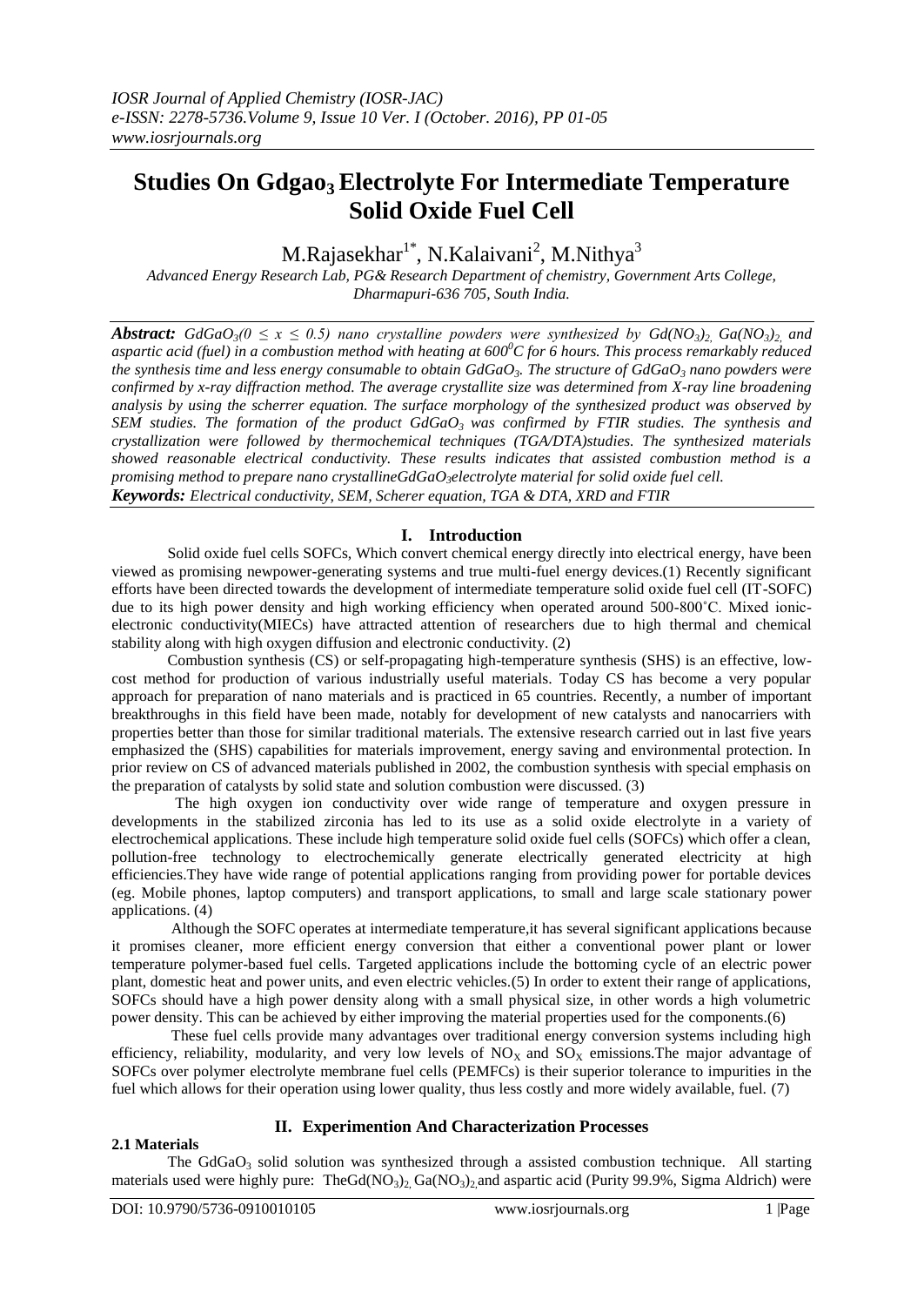# Studies On Gdgao$_3$ Electrolyte For Intermediate Temperature Solid Oxide Fuel Cell

M.Rajasekhar[1*], N.Kalaivani[2], M.Nithya[3]

*Advanced Energy Research Lab, PG& Research Department of chemistry, Government Arts College, Dharmapuri-636 705, South India.*

***Abstract:*** *GdGaO$_3$($0 \leq x \leq 0.5$) nano crystalline powders were synthesized by Gd(NO$_3$)$_2$, Ga(NO$_3$)$_2$, and aspartic acid (fuel) in a combustion method with heating at 600$^0$C for 6 hours. This process remarkably reduced the synthesis time and less energy consumable to obtain GdGaO$_3$. The structure of GdGaO$_3$ nano powders were confirmed by x-ray diffraction method. The average crystallite size was determined from X-ray line broadening analysis by using the scherrer equation. The surface morphology of the synthesized product was observed by SEM studies. The formation of the product GdGaO$_3$ was confirmed by FTIR studies. The synthesis and crystallization were followed by thermochemical techniques (TGA/DTA)studies. The synthesized materials showed reasonable electrical conductivity. These results indicates that assisted combustion method is a promising method to prepare nano crystallineGdGaO$_3$electrolyte material for solid oxide fuel cell.*

***Keywords:*** *Electrical conductivity, SEM, Scherer equation, TGA & DTA, XRD and FTIR*

## I. Introduction

Solid oxide fuel cells SOFCs, Which convert chemical energy directly into electrical energy, have been viewed as promising newpower-generating systems and true multi-fuel energy devices.(1) Recently significant efforts have been directed towards the development of intermediate temperature solid oxide fuel cell (IT-SOFC) due to its high power density and high working efficiency when operated around 500-800˚C. Mixed ionic-electronic conductivity(MIECs) have attracted attention of researchers due to high thermal and chemical stability along with high oxygen diffusion and electronic conductivity. (2)

Combustion synthesis (CS) or self-propagating high-temperature synthesis (SHS) is an effective, low-cost method for production of various industrially useful materials. Today CS has become a very popular approach for preparation of nano materials and is practiced in 65 countries. Recently, a number of important breakthroughs in this field have been made, notably for development of new catalysts and nanocarriers with properties better than those for similar traditional materials. The extensive research carried out in last five years emphasized the (SHS) capabilities for materials improvement, energy saving and environmental protection. In prior review on CS of advanced materials published in 2002, the combustion synthesis with special emphasis on the preparation of catalysts by solid state and solution combustion were discussed. (3)

The high oxygen ion conductivity over wide range of temperature and oxygen pressure in developments in the stabilized zirconia has led to its use as a solid oxide electrolyte in a variety of electrochemical applications. These include high temperature solid oxide fuel cells (SOFCs) which offer a clean, pollution-free technology to electrochemically generate electrically generated electricity at high efficiencies.They have wide range of potential applications ranging from providing power for portable devices (eg. Mobile phones, laptop computers) and transport applications, to small and large scale stationary power applications. (4)

Although the SOFC operates at intermediate temperature,it has several significant applications because it promises cleaner, more efficient energy conversion that either a conventional power plant or lower temperature polymer-based fuel cells. Targeted applications include the bottoming cycle of an electric power plant, domestic heat and power units, and even electric vehicles.(5) In order to extent their range of applications, SOFCs should have a high power density along with a small physical size, in other words a high volumetric power density. This can be achieved by either improving the material properties used for the components.(6)

These fuel cells provide many advantages over traditional energy conversion systems including high efficiency, reliability, modularity, and very low levels of $NO_X$ and $SO_X$ emissions.The major advantage of SOFCs over polymer electrolyte membrane fuel cells (PEMFCs) is their superior tolerance to impurities in the fuel which allows for their operation using lower quality, thus less costly and more widely available, fuel. (7)

## II. Experimention And Characterization Processes

### 2.1 Materials

The GdGaO$_3$ solid solution was synthesized through a assisted combustion technique. All starting materials used were highly pure: TheGd(NO$_3$)$_2$, Ga(NO$_3$)$_2$,and aspartic acid (Purity 99.9%, Sigma Aldrich) were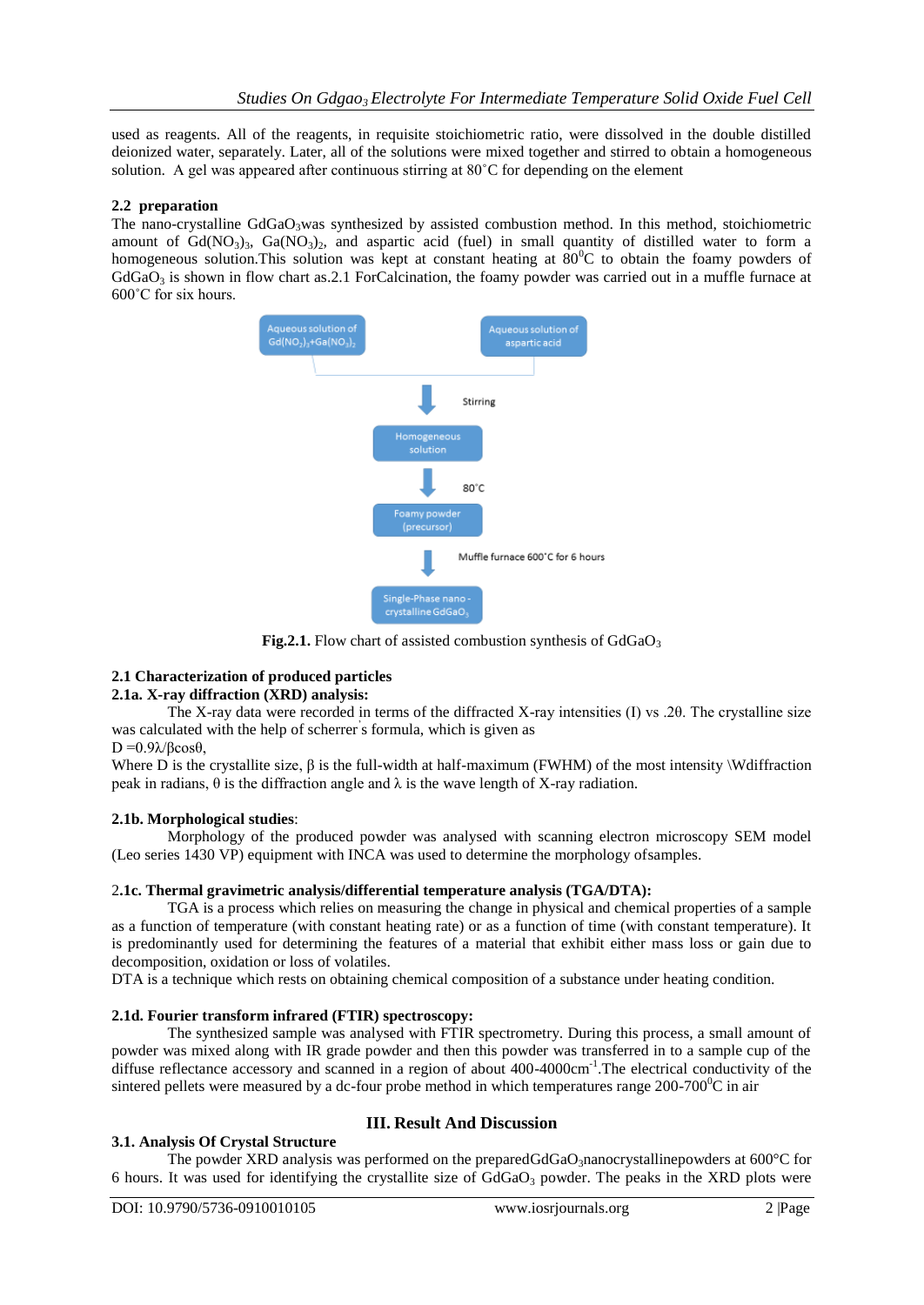used as reagents. All of the reagents, in requisite stoichiometric ratio, were dissolved in the double distilled deionized water, separately. Later, all of the solutions were mixed together and stirred to obtain a homogeneous solution. A gel was appeared after continuous stirring at 80˚C for depending on the element

### 2.2 preparation

The nano-crystalline $GdGaO_3$was synthesized by assisted combustion method. In this method, stoichiometric amount of $Gd(NO_3)_3$, $Ga(NO_3)_2$, and aspartic acid (fuel) in small quantity of distilled water to form a homogeneous solution.This solution was kept at constant heating at $80^0$C to obtain the foamy powders of $GdGaO_3$ is shown in flow chart as.2.1 ForCalcination, the foamy powder was carried out in a muffle furnace at 600˚C for six hours.

Aqueous solution of $Gd(NO_3)_3$+$Ga(NO_3)_2$ — Aqueous solution of aspartic acid

→ Stirring → Homogeneous solution

→ 80˚C → Foamy powder (precursor)

→ Muffle furnace 600˚C for 6 hours → Single-Phase nano-crystalline $GdGaO_3$

**Fig.2.1.** Flow chart of assisted combustion synthesis of $GdGaO_3$

### 2.1 Characterization of produced particles

#### 2.1a. X-ray diffraction (XRD) analysis:

The X-ray data were recorded in terms of the diffracted X-ray intensities (I) vs .2θ. The crystalline size was calculated with the help of scherrer's formula, which is given as

$D = 0.9\lambda/\beta\cos\theta$,

Where D is the crystallite size, β is the full-width at half-maximum (FWHM) of the most intensity \Wdiffraction peak in radians, θ is the diffraction angle and λ is the wave length of X-ray radiation.

#### 2.1b. Morphological studies:

Morphology of the produced powder was analysed with scanning electron microscopy SEM model (Leo series 1430 VP) equipment with INCA was used to determine the morphology ofsamples.

#### 2.1c. Thermal gravimetric analysis/differential temperature analysis (TGA/DTA):

TGA is a process which relies on measuring the change in physical and chemical properties of a sample as a function of temperature (with constant heating rate) or as a function of time (with constant temperature). It is predominantly used for determining the features of a material that exhibit either mass loss or gain due to decomposition, oxidation or loss of volatiles.

DTA is a technique which rests on obtaining chemical composition of a substance under heating condition.

#### 2.1d. Fourier transform infrared (FTIR) spectroscopy:

The synthesized sample was analysed with FTIR spectrometry. During this process, a small amount of powder was mixed along with IR grade powder and then this powder was transferred in to a sample cup of the diffuse reflectance accessory and scanned in a region of about 400-4000cm$^{-1}$.The electrical conductivity of the sintered pellets were measured by a dc-four probe method in which temperatures range 200-700$^0$C in air

## III. Result And Discussion

### 3.1. Analysis Of Crystal Structure

The powder XRD analysis was performed on the prepared$GdGaO_3$nanocrystallinepowders at 600°C for 6 hours. It was used for identifying the crystallite size of $GdGaO_3$ powder. The peaks in the XRD plots were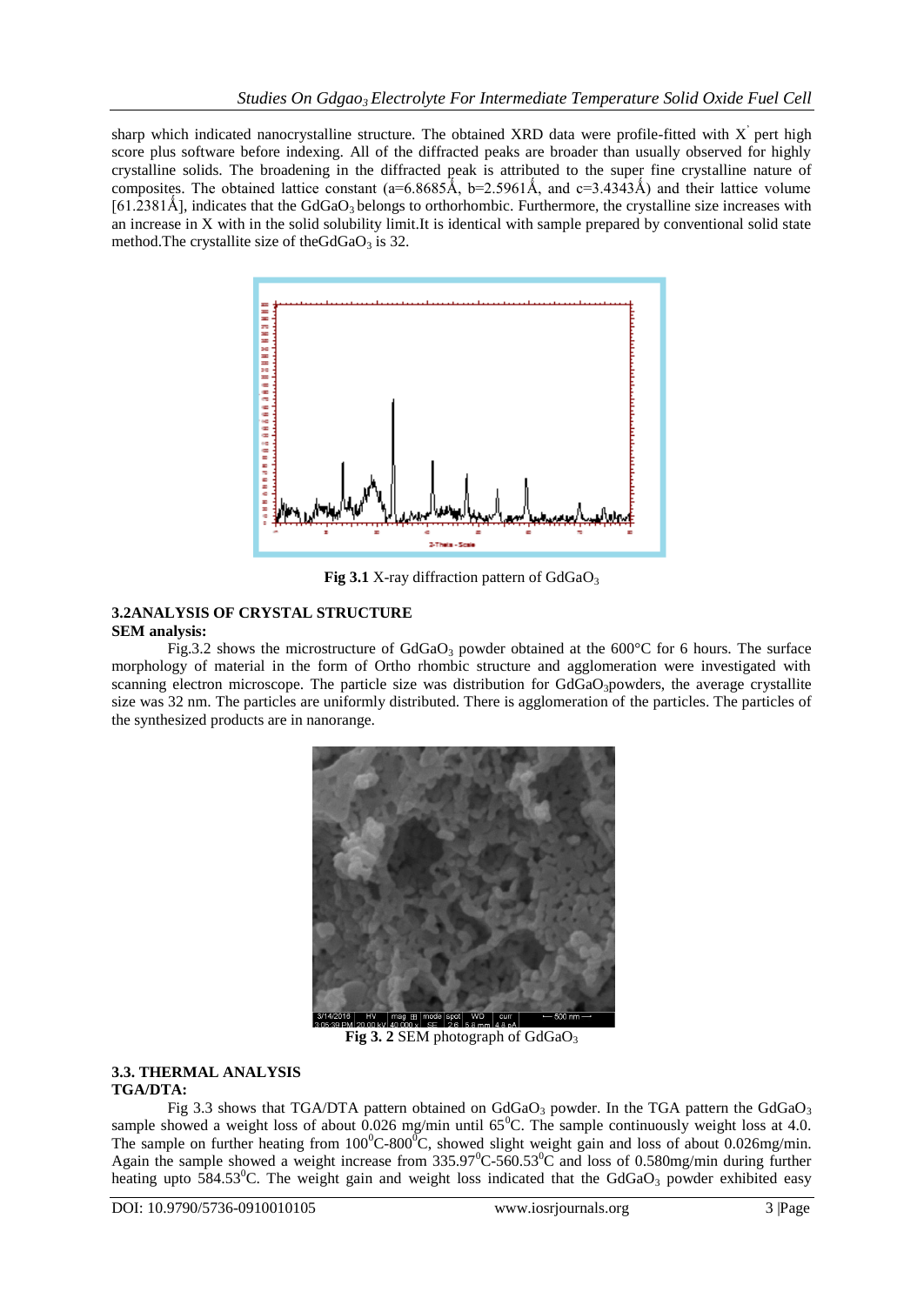sharp which indicated nanocrystalline structure. The obtained XRD data were profile-fitted with X' pert high score plus software before indexing. All of the diffracted peaks are broader than usually observed for highly crystalline solids. The broadening in the diffracted peak is attributed to the super fine crystalline nature of composites. The obtained lattice constant (a=6.8685Å, b=2.5961Å, and c=3.4343Å) and their lattice volume [61.2381Å], indicates that the $GdGaO_3$ belongs to orthorhombic. Furthermore, the crystalline size increases with an increase in X with in the solid solubility limit.It is identical with sample prepared by conventional solid state method.The crystallite size of the$GdGaO_3$ is 32.

**Fig 3.1** X-ray diffraction pattern of $GdGaO_3$

### 3.2ANALYSIS OF CRYSTAL STRUCTURE

**SEM analysis:**

Fig.3.2 shows the microstructure of $GdGaO_3$ powder obtained at the 600°C for 6 hours. The surface morphology of material in the form of Ortho rhombic structure and agglomeration were investigated with scanning electron microscope. The particle size was distribution for $GdGaO_3$powders, the average crystallite size was 32 nm. The particles are uniformly distributed. There is agglomeration of the particles. The particles of the synthesized products are in nanorange.

**Fig 3. 2** SEM photograph of $GdGaO_3$

### 3.3. THERMAL ANALYSIS

**TGA/DTA:**

Fig 3.3 shows that TGA/DTA pattern obtained on $GdGaO_3$ powder. In the TGA pattern the $GdGaO_3$ sample showed a weight loss of about 0.026 mg/min until $65^0$C. The sample continuously weight loss at 4.0. The sample on further heating from $100^0$C-$800^0$C, showed slight weight gain and loss of about 0.026mg/min. Again the sample showed a weight increase from $335.97^0$C-$560.53^0$C and loss of 0.580mg/min during further heating upto $584.53^0$C. The weight gain and weight loss indicated that the $GdGaO_3$ powder exhibited easy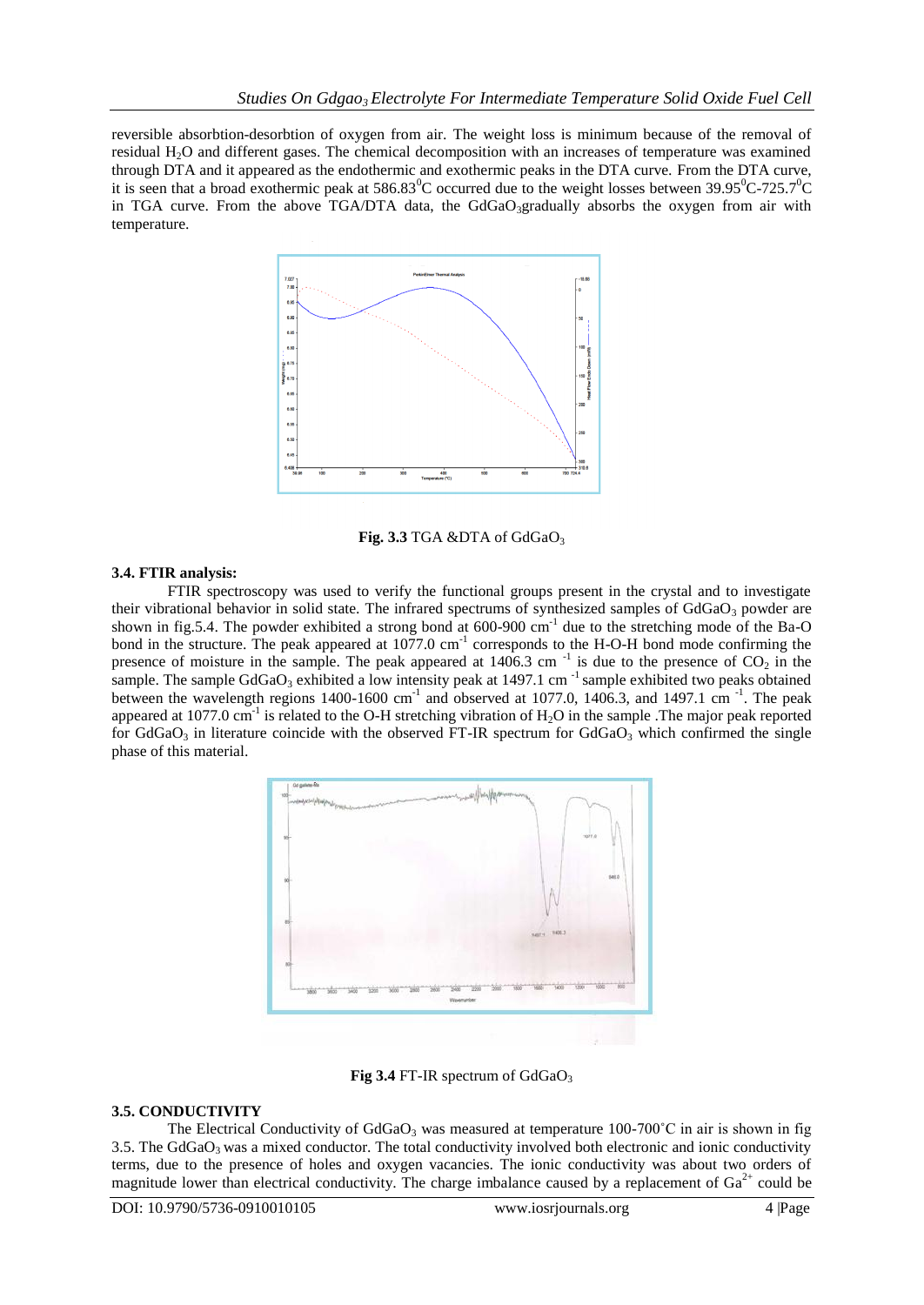reversible absorbtion-desorbtion of oxygen from air. The weight loss is minimum because of the removal of residual $H_2O$ and different gases. The chemical decomposition with an increases of temperature was examined through DTA and it appeared as the endothermic and exothermic peaks in the DTA curve. From the DTA curve, it is seen that a broad exothermic peak at $586.83^0C$ occurred due to the weight losses between $39.95^0C$-$725.7^0C$ in TGA curve. From the above TGA/DTA data, the $GdGaO_3$gradually absorbs the oxygen from air with temperature.

**Fig. 3.3** TGA &DTA of $GdGaO_3$

### 3.4. FTIR analysis:

FTIR spectroscopy was used to verify the functional groups present in the crystal and to investigate their vibrational behavior in solid state. The infrared spectrums of synthesized samples of $GdGaO_3$ powder are shown in fig.5.4. The powder exhibited a strong bond at 600-900 $cm^{-1}$ due to the stretching mode of the Ba-O bond in the structure. The peak appeared at 1077.0 $cm^{-1}$ corresponds to the H-O-H bond mode confirming the presence of moisture in the sample. The peak appeared at 1406.3 cm $^{-1}$ is due to the presence of $CO_2$ in the sample. The sample $GdGaO_3$ exhibited a low intensity peak at 1497.1 cm $^{-1}$ sample exhibited two peaks obtained between the wavelength regions 1400-1600 $cm^{-1}$ and observed at 1077.0, 1406.3, and 1497.1 cm $^{-1}$. The peak appeared at 1077.0 $cm^{-1}$ is related to the O-H stretching vibration of $H_2O$ in the sample .The major peak reported for $GdGaO_3$ in literature coincide with the observed FT-IR spectrum for $GdGaO_3$ which confirmed the single phase of this material.

**Fig 3.4** FT-IR spectrum of $GdGaO_3$

### 3.5. CONDUCTIVITY

The Electrical Conductivity of $GdGaO_3$ was measured at temperature 100-700˚C in air is shown in fig 3.5. The $GdGaO_3$ was a mixed conductor. The total conductivity involved both electronic and ionic conductivity terms, due to the presence of holes and oxygen vacancies. The ionic conductivity was about two orders of magnitude lower than electrical conductivity. The charge imbalance caused by a replacement of $Ga^{2+}$ could be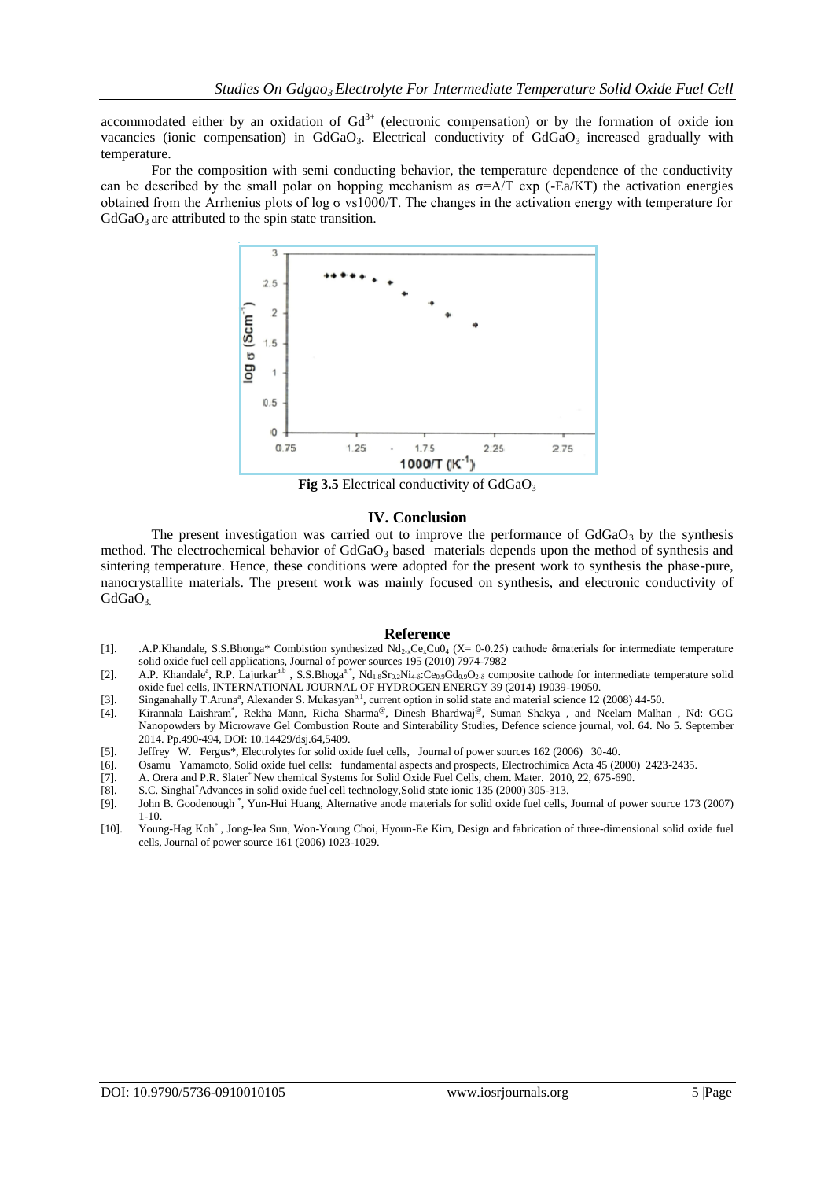accommodated either by an oxidation of $Gd^{3+}$ (electronic compensation) or by the formation of oxide ion vacancies (ionic compensation) in $GdGaO_3$. Electrical conductivity of $GdGaO_3$ increased gradually with temperature.

For the composition with semi conducting behavior, the temperature dependence of the conductivity can be described by the small polar on hopping mechanism as $\sigma = A/T \exp(-Ea/KT)$ the activation energies obtained from the Arrhenius plots of log σ vs1000/T. The changes in the activation energy with temperature for $GdGaO_3$ are attributed to the spin state transition.

log σ (Scm⁻¹)
3
2.5
2
1.5
1
0.5
0
0.75
1.25
1.75
2.25
2.75
1000/T (K⁻¹)

**Fig 3.5** Electrical conductivity of $GdGaO_3$

## IV. Conclusion

The present investigation was carried out to improve the performance of $GdGaO_3$ by the synthesis method. The electrochemical behavior of $GdGaO_3$ based materials depends upon the method of synthesis and sintering temperature. Hence, these conditions were adopted for the present work to synthesis the phase-pure, nanocrystallite materials. The present work was mainly focused on synthesis, and electronic conductivity of $GdGaO_3$.

## Reference

[1]. .A.P.Khandale, S.S.Bhonga* Combistion synthesized $Nd_{2-x}Ce_xCu0_4$ (X= 0-0.25) cathode δmaterials for intermediate temperature solid oxide fuel cell applications, Journal of power sources 195 (2010) 7974-7982

[2]. A.P. Khandale[a], R.P. Lajurkar[a,b] , S.S.Bhoga[a,*], $Nd_{1.8}Sr_{0.2}Ni_{4-\delta}$:$Ce_{0.9}Gd_{0.9}O_{2-\delta}$ composite cathode for intermediate temperature solid oxide fuel cells, INTERNATIONAL JOURNAL OF HYDROGEN ENERGY 39 (2014) 19039-19050.

[3]. Singanahally T.Aruna[a], Alexander S. Mukasyan[b,1], current option in solid state and material science 12 (2008) 44-50.

[4]. Kirannala Laishram[*], Rekha Mann, Richa Sharma[@], Dinesh Bhardwaj[@], Suman Shakya , and Neelam Malhan , Nd: GGG Nanopowders by Microwave Gel Combustion Route and Sinterability Studies, Defence science journal, vol. 64. No 5. September 2014. Pp.490-494, DOI: 10.14429/dsj.64,5409.

[5]. Jeffrey W. Fergus*, Electrolytes for solid oxide fuel cells, Journal of power sources 162 (2006) 30-40.

[6]. Osamu Yamamoto, Solid oxide fuel cells: fundamental aspects and prospects, Electrochimica Acta 45 (2000) 2423-2435.

[7]. A. Orera and P.R. Slater[*] New chemical Systems for Solid Oxide Fuel Cells, chem. Mater. 2010, 22, 675-690.

[8]. S.C. Singhal[*]Advances in solid oxide fuel cell technology,Solid state ionic 135 (2000) 305-313.

[9]. John B. Goodenough [*], Yun-Hui Huang, Alternative anode materials for solid oxide fuel cells, Journal of power source 173 (2007) 1-10.

[10]. Young-Hag Koh[*] , Jong-Jea Sun, Won-Young Choi, Hyoun-Ee Kim, Design and fabrication of three-dimensional solid oxide fuel cells, Journal of power source 161 (2006) 1023-1029.